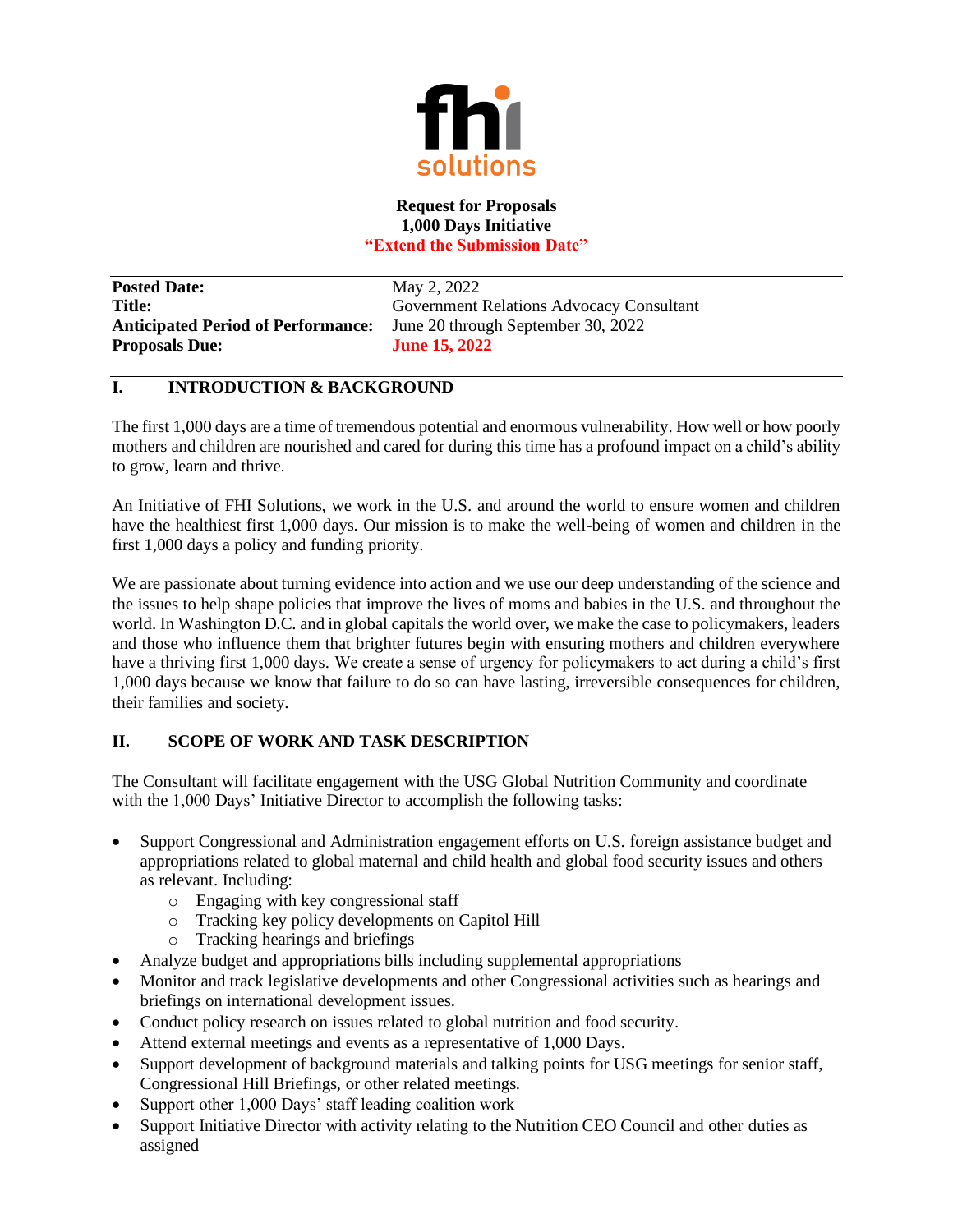fhi solutions

**Request for Proposals**
**1,000 Days Initiative**
**"Extend the Submission Date"**

| | |
|---|---|
| **Posted Date:** | May 2, 2022 |
| **Title:** | Government Relations Advocacy Consultant |
| **Anticipated Period of Performance:** | June 20 through September 30, 2022 |
| **Proposals Due:** | **June 15, 2022** |

## I. INTRODUCTION & BACKGROUND

The first 1,000 days are a time of tremendous potential and enormous vulnerability. How well or how poorly mothers and children are nourished and cared for during this time has a profound impact on a child's ability to grow, learn and thrive.

An Initiative of FHI Solutions, we work in the U.S. and around the world to ensure women and children have the healthiest first 1,000 days. Our mission is to make the well-being of women and children in the first 1,000 days a policy and funding priority.

We are passionate about turning evidence into action and we use our deep understanding of the science and the issues to help shape policies that improve the lives of moms and babies in the U.S. and throughout the world. In Washington D.C. and in global capitals the world over, we make the case to policymakers, leaders and those who influence them that brighter futures begin with ensuring mothers and children everywhere have a thriving first 1,000 days. We create a sense of urgency for policymakers to act during a child's first 1,000 days because we know that failure to do so can have lasting, irreversible consequences for children, their families and society.

## II. SCOPE OF WORK AND TASK DESCRIPTION

The Consultant will facilitate engagement with the USG Global Nutrition Community and coordinate with the 1,000 Days' Initiative Director to accomplish the following tasks:

- Support Congressional and Administration engagement efforts on U.S. foreign assistance budget and appropriations related to global maternal and child health and global food security issues and others as relevant. Including:
  - Engaging with key congressional staff
  - Tracking key policy developments on Capitol Hill
  - Tracking hearings and briefings
- Analyze budget and appropriations bills including supplemental appropriations
- Monitor and track legislative developments and other Congressional activities such as hearings and briefings on international development issues.
- Conduct policy research on issues related to global nutrition and food security.
- Attend external meetings and events as a representative of 1,000 Days.
- Support development of background materials and talking points for USG meetings for senior staff, Congressional Hill Briefings, or other related meetings.
- Support other 1,000 Days' staff leading coalition work
- Support Initiative Director with activity relating to the Nutrition CEO Council and other duties as assigned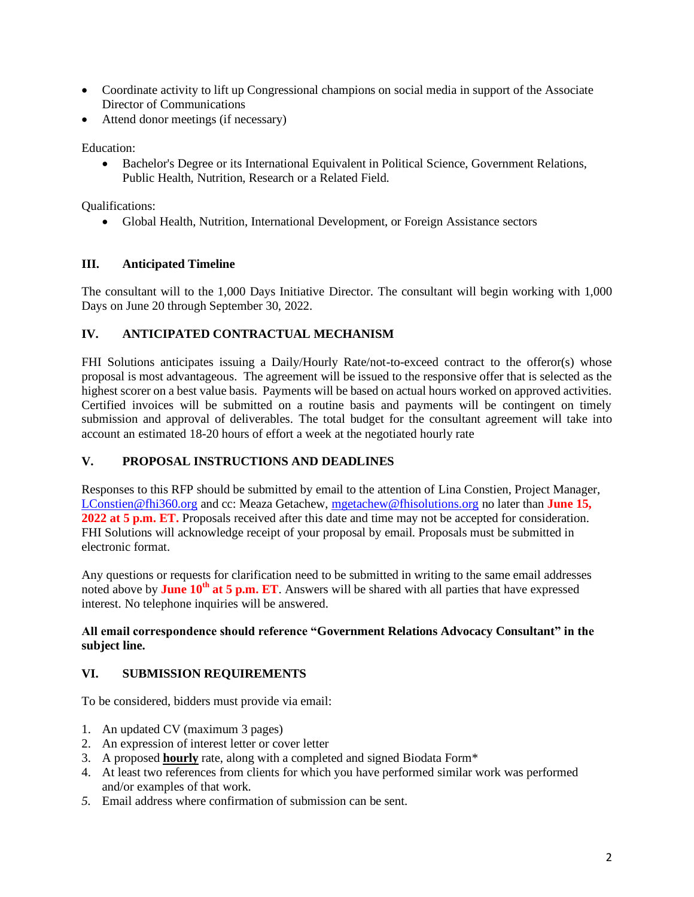- Coordinate activity to lift up Congressional champions on social media in support of the Associate Director of Communications
- Attend donor meetings (if necessary)

Education:

- Bachelor's Degree or its International Equivalent in Political Science, Government Relations, Public Health, Nutrition, Research or a Related Field.

Qualifications:

- Global Health, Nutrition, International Development, or Foreign Assistance sectors

## III. Anticipated Timeline

The consultant will to the 1,000 Days Initiative Director. The consultant will begin working with 1,000 Days on June 20 through September 30, 2022.

## IV. ANTICIPATED CONTRACTUAL MECHANISM

FHI Solutions anticipates issuing a Daily/Hourly Rate/not-to-exceed contract to the offeror(s) whose proposal is most advantageous. The agreement will be issued to the responsive offer that is selected as the highest scorer on a best value basis. Payments will be based on actual hours worked on approved activities. Certified invoices will be submitted on a routine basis and payments will be contingent on timely submission and approval of deliverables. The total budget for the consultant agreement will take into account an estimated 18-20 hours of effort a week at the negotiated hourly rate

## V. PROPOSAL INSTRUCTIONS AND DEADLINES

Responses to this RFP should be submitted by email to the attention of Lina Constien, Project Manager, LConstien@fhi360.org and cc: Meaza Getachew, mgetachew@fhisolutions.org no later than **June 15, 2022 at 5 p.m. ET.** Proposals received after this date and time may not be accepted for consideration. FHI Solutions will acknowledge receipt of your proposal by email. Proposals must be submitted in electronic format.

Any questions or requests for clarification need to be submitted in writing to the same email addresses noted above by **June 10th at 5 p.m. ET**. Answers will be shared with all parties that have expressed interest. No telephone inquiries will be answered.

**All email correspondence should reference "Government Relations Advocacy Consultant" in the subject line.**

## VI. SUBMISSION REQUIREMENTS

To be considered, bidders must provide via email:

1. An updated CV (maximum 3 pages)
2. An expression of interest letter or cover letter
3. A proposed **hourly** rate, along with a completed and signed Biodata Form*
4. At least two references from clients for which you have performed similar work was performed and/or examples of that work.
5. Email address where confirmation of submission can be sent.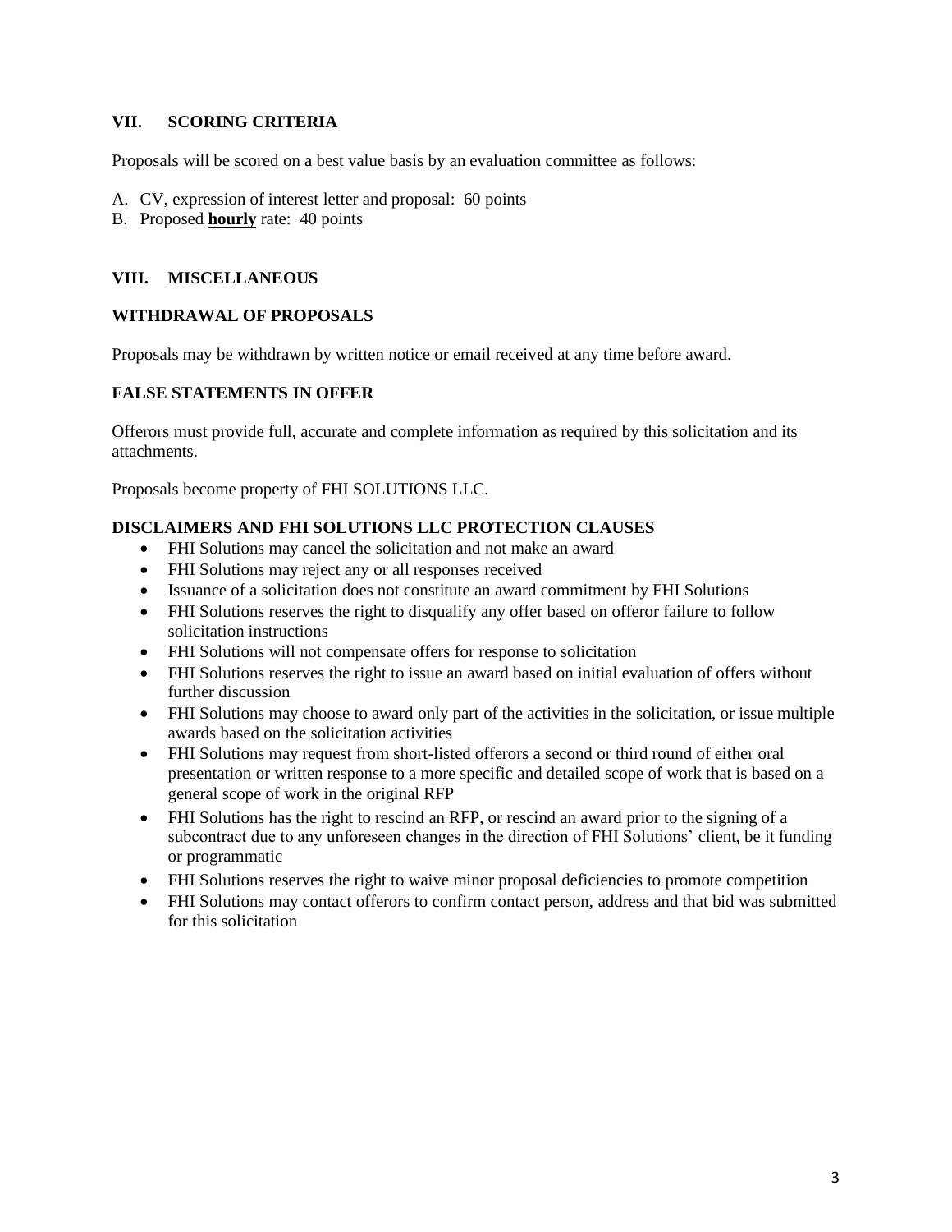## VII. SCORING CRITERIA

Proposals will be scored on a best value basis by an evaluation committee as follows:

A. CV, expression of interest letter and proposal: 60 points
B. Proposed **hourly** rate: 40 points

## VIII. MISCELLANEOUS

### WITHDRAWAL OF PROPOSALS

Proposals may be withdrawn by written notice or email received at any time before award.

### FALSE STATEMENTS IN OFFER

Offerors must provide full, accurate and complete information as required by this solicitation and its attachments.

Proposals become property of FHI SOLUTIONS LLC.

### DISCLAIMERS AND FHI SOLUTIONS LLC PROTECTION CLAUSES

- FHI Solutions may cancel the solicitation and not make an award
- FHI Solutions may reject any or all responses received
- Issuance of a solicitation does not constitute an award commitment by FHI Solutions
- FHI Solutions reserves the right to disqualify any offer based on offeror failure to follow solicitation instructions
- FHI Solutions will not compensate offers for response to solicitation
- FHI Solutions reserves the right to issue an award based on initial evaluation of offers without further discussion
- FHI Solutions may choose to award only part of the activities in the solicitation, or issue multiple awards based on the solicitation activities
- FHI Solutions may request from short-listed offerors a second or third round of either oral presentation or written response to a more specific and detailed scope of work that is based on a general scope of work in the original RFP
- FHI Solutions has the right to rescind an RFP, or rescind an award prior to the signing of a subcontract due to any unforeseen changes in the direction of FHI Solutions' client, be it funding or programmatic
- FHI Solutions reserves the right to waive minor proposal deficiencies to promote competition
- FHI Solutions may contact offerors to confirm contact person, address and that bid was submitted for this solicitation